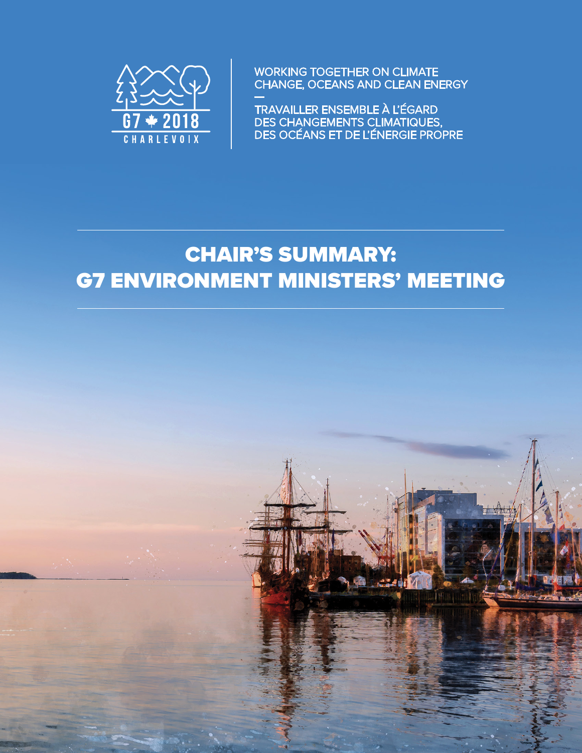G7 2018 CHARLEVOIX

WORKING TOGETHER ON CLIMATE CHANGE, OCEANS AND CLEAN ENERGY

—

TRAVAILLER ENSEMBLE À L'ÉGARD DES CHANGEMENTS CLIMATIQUES, DES OCÉANS ET DE L'ÉNERGIE PROPRE

# CHAIR'S SUMMARY: G7 ENVIRONMENT MINISTERS' MEETING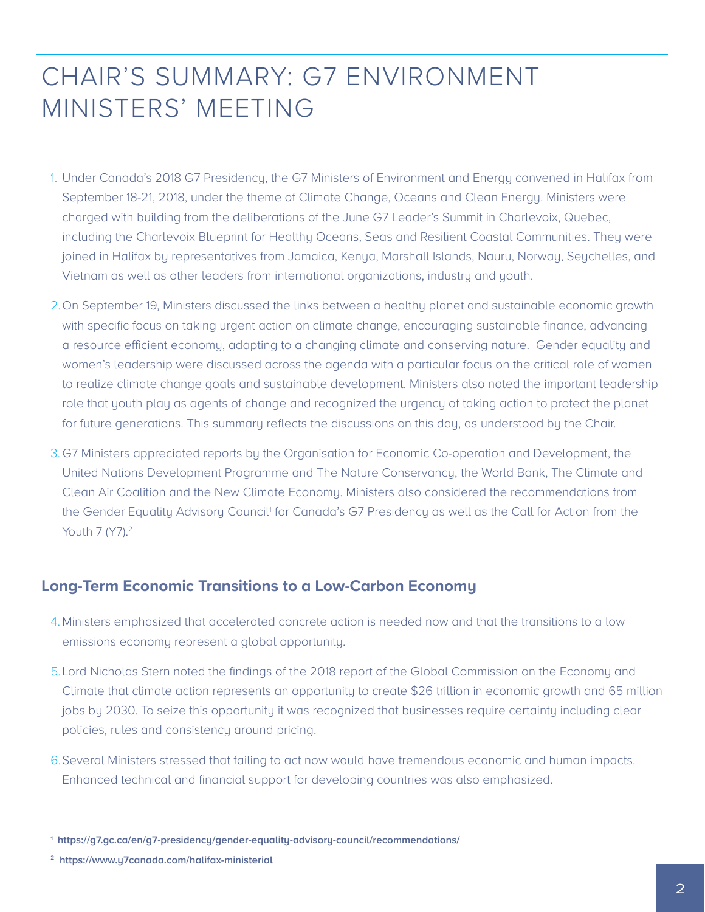# CHAIR'S SUMMARY: G7 ENVIRONMENT MINISTERS' MEETING

1. Under Canada's 2018 G7 Presidency, the G7 Ministers of Environment and Energy convened in Halifax from September 18-21, 2018, under the theme of Climate Change, Oceans and Clean Energy. Ministers were charged with building from the deliberations of the June G7 Leader's Summit in Charlevoix, Quebec, including the Charlevoix Blueprint for Healthy Oceans, Seas and Resilient Coastal Communities. They were joined in Halifax by representatives from Jamaica, Kenya, Marshall Islands, Nauru, Norway, Seychelles, and Vietnam as well as other leaders from international organizations, industry and youth.

2. On September 19, Ministers discussed the links between a healthy planet and sustainable economic growth with specific focus on taking urgent action on climate change, encouraging sustainable finance, advancing a resource efficient economy, adapting to a changing climate and conserving nature. Gender equality and women's leadership were discussed across the agenda with a particular focus on the critical role of women to realize climate change goals and sustainable development. Ministers also noted the important leadership role that youth play as agents of change and recognized the urgency of taking action to protect the planet for future generations. This summary reflects the discussions on this day, as understood by the Chair.

3. G7 Ministers appreciated reports by the Organisation for Economic Co-operation and Development, the United Nations Development Programme and The Nature Conservancy, the World Bank, The Climate and Clean Air Coalition and the New Climate Economy. Ministers also considered the recommendations from the Gender Equality Advisory Council[1] for Canada's G7 Presidency as well as the Call for Action from the Youth 7 (Y7).[2]

## Long-Term Economic Transitions to a Low-Carbon Economy

4. Ministers emphasized that accelerated concrete action is needed now and that the transitions to a low emissions economy represent a global opportunity.

5. Lord Nicholas Stern noted the findings of the 2018 report of the Global Commission on the Economy and Climate that climate action represents an opportunity to create $26 trillion in economic growth and 65 million jobs by 2030. To seize this opportunity it was recognized that businesses require certainty including clear policies, rules and consistency around pricing.

6. Several Ministers stressed that failing to act now would have tremendous economic and human impacts. Enhanced technical and financial support for developing countries was also emphasized.

[1] https://g7.gc.ca/en/g7-presidency/gender-equality-advisory-council/recommendations/

[2] https://www.y7canada.com/halifax-ministerial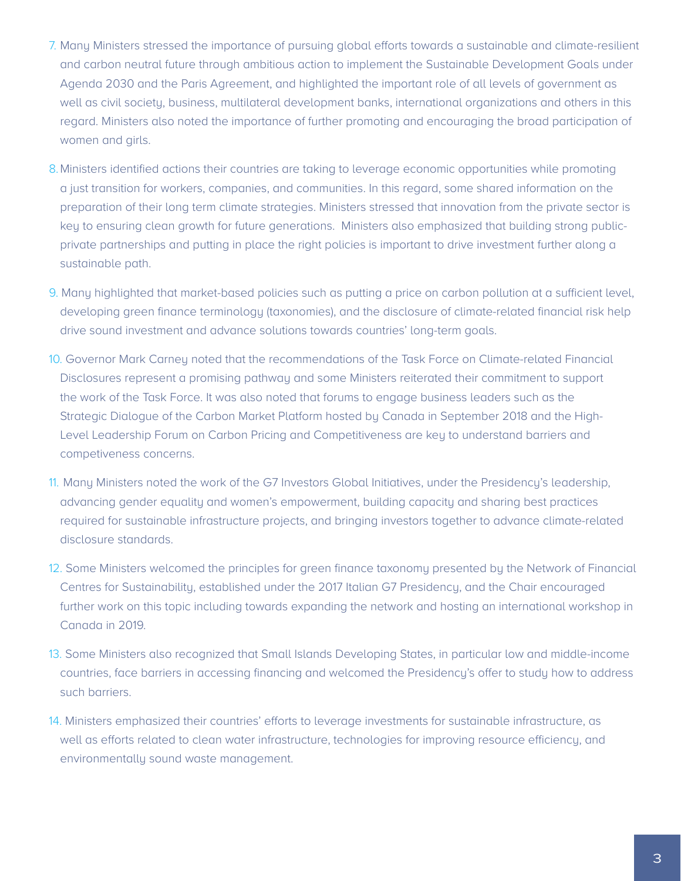7. Many Ministers stressed the importance of pursuing global efforts towards a sustainable and climate-resilient and carbon neutral future through ambitious action to implement the Sustainable Development Goals under Agenda 2030 and the Paris Agreement, and highlighted the important role of all levels of government as well as civil society, business, multilateral development banks, international organizations and others in this regard. Ministers also noted the importance of further promoting and encouraging the broad participation of women and girls.

8. Ministers identified actions their countries are taking to leverage economic opportunities while promoting a just transition for workers, companies, and communities. In this regard, some shared information on the preparation of their long term climate strategies. Ministers stressed that innovation from the private sector is key to ensuring clean growth for future generations. Ministers also emphasized that building strong public-private partnerships and putting in place the right policies is important to drive investment further along a sustainable path.

9. Many highlighted that market-based policies such as putting a price on carbon pollution at a sufficient level, developing green finance terminology (taxonomies), and the disclosure of climate-related financial risk help drive sound investment and advance solutions towards countries' long-term goals.

10. Governor Mark Carney noted that the recommendations of the Task Force on Climate-related Financial Disclosures represent a promising pathway and some Ministers reiterated their commitment to support the work of the Task Force. It was also noted that forums to engage business leaders such as the Strategic Dialogue of the Carbon Market Platform hosted by Canada in September 2018 and the High-Level Leadership Forum on Carbon Pricing and Competitiveness are key to understand barriers and competiveness concerns.

11. Many Ministers noted the work of the G7 Investors Global Initiatives, under the Presidency's leadership, advancing gender equality and women's empowerment, building capacity and sharing best practices required for sustainable infrastructure projects, and bringing investors together to advance climate-related disclosure standards.

12. Some Ministers welcomed the principles for green finance taxonomy presented by the Network of Financial Centres for Sustainability, established under the 2017 Italian G7 Presidency, and the Chair encouraged further work on this topic including towards expanding the network and hosting an international workshop in Canada in 2019.

13. Some Ministers also recognized that Small Islands Developing States, in particular low and middle-income countries, face barriers in accessing financing and welcomed the Presidency's offer to study how to address such barriers.

14. Ministers emphasized their countries' efforts to leverage investments for sustainable infrastructure, as well as efforts related to clean water infrastructure, technologies for improving resource efficiency, and environmentally sound waste management.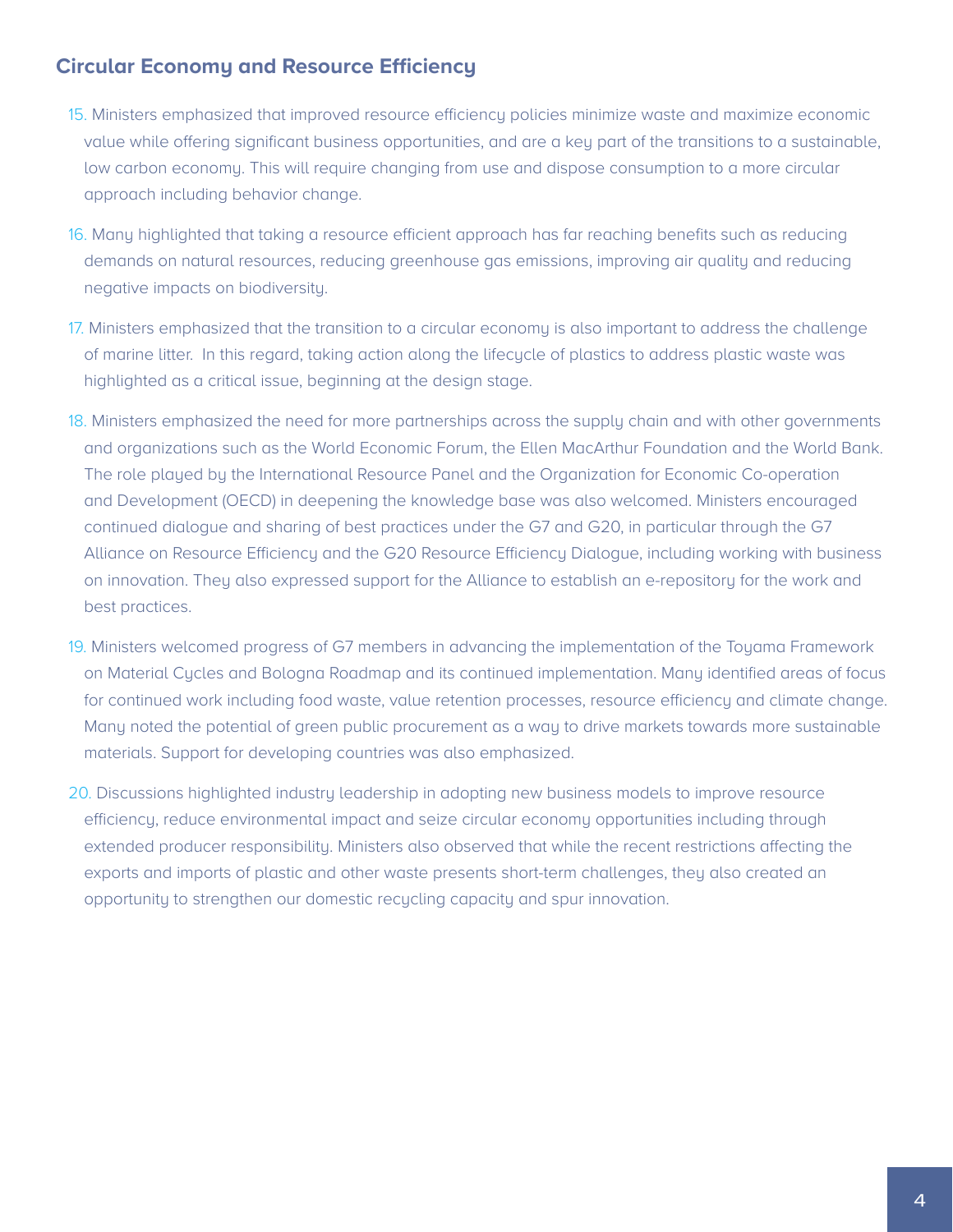## Circular Economy and Resource Efficiency

15. Ministers emphasized that improved resource efficiency policies minimize waste and maximize economic value while offering significant business opportunities, and are a key part of the transitions to a sustainable, low carbon economy. This will require changing from use and dispose consumption to a more circular approach including behavior change.

16. Many highlighted that taking a resource efficient approach has far reaching benefits such as reducing demands on natural resources, reducing greenhouse gas emissions, improving air quality and reducing negative impacts on biodiversity.

17. Ministers emphasized that the transition to a circular economy is also important to address the challenge of marine litter. In this regard, taking action along the lifecycle of plastics to address plastic waste was highlighted as a critical issue, beginning at the design stage.

18. Ministers emphasized the need for more partnerships across the supply chain and with other governments and organizations such as the World Economic Forum, the Ellen MacArthur Foundation and the World Bank. The role played by the International Resource Panel and the Organization for Economic Co-operation and Development (OECD) in deepening the knowledge base was also welcomed. Ministers encouraged continued dialogue and sharing of best practices under the G7 and G20, in particular through the G7 Alliance on Resource Efficiency and the G20 Resource Efficiency Dialogue, including working with business on innovation. They also expressed support for the Alliance to establish an e-repository for the work and best practices.

19. Ministers welcomed progress of G7 members in advancing the implementation of the Toyama Framework on Material Cycles and Bologna Roadmap and its continued implementation. Many identified areas of focus for continued work including food waste, value retention processes, resource efficiency and climate change. Many noted the potential of green public procurement as a way to drive markets towards more sustainable materials. Support for developing countries was also emphasized.

20. Discussions highlighted industry leadership in adopting new business models to improve resource efficiency, reduce environmental impact and seize circular economy opportunities including through extended producer responsibility. Ministers also observed that while the recent restrictions affecting the exports and imports of plastic and other waste presents short-term challenges, they also created an opportunity to strengthen our domestic recycling capacity and spur innovation.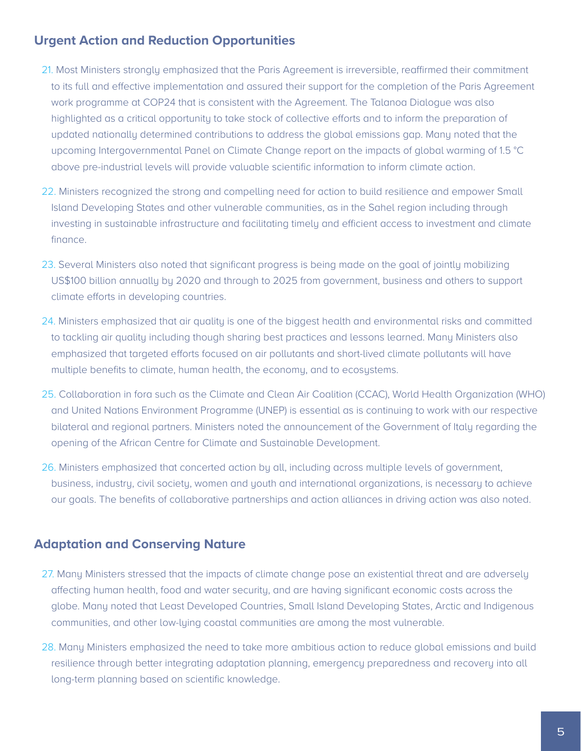## Urgent Action and Reduction Opportunities

21. Most Ministers strongly emphasized that the Paris Agreement is irreversible, reaffirmed their commitment to its full and effective implementation and assured their support for the completion of the Paris Agreement work programme at COP24 that is consistent with the Agreement. The Talanoa Dialogue was also highlighted as a critical opportunity to take stock of collective efforts and to inform the preparation of updated nationally determined contributions to address the global emissions gap. Many noted that the upcoming Intergovernmental Panel on Climate Change report on the impacts of global warming of 1.5 °C above pre-industrial levels will provide valuable scientific information to inform climate action.

22. Ministers recognized the strong and compelling need for action to build resilience and empower Small Island Developing States and other vulnerable communities, as in the Sahel region including through investing in sustainable infrastructure and facilitating timely and efficient access to investment and climate finance.

23. Several Ministers also noted that significant progress is being made on the goal of jointly mobilizing US$100 billion annually by 2020 and through to 2025 from government, business and others to support climate efforts in developing countries.

24. Ministers emphasized that air quality is one of the biggest health and environmental risks and committed to tackling air quality including though sharing best practices and lessons learned. Many Ministers also emphasized that targeted efforts focused on air pollutants and short-lived climate pollutants will have multiple benefits to climate, human health, the economy, and to ecosystems.

25. Collaboration in fora such as the Climate and Clean Air Coalition (CCAC), World Health Organization (WHO) and United Nations Environment Programme (UNEP) is essential as is continuing to work with our respective bilateral and regional partners. Ministers noted the announcement of the Government of Italy regarding the opening of the African Centre for Climate and Sustainable Development.

26. Ministers emphasized that concerted action by all, including across multiple levels of government, business, industry, civil society, women and youth and international organizations, is necessary to achieve our goals. The benefits of collaborative partnerships and action alliances in driving action was also noted.

## Adaptation and Conserving Nature

27. Many Ministers stressed that the impacts of climate change pose an existential threat and are adversely affecting human health, food and water security, and are having significant economic costs across the globe. Many noted that Least Developed Countries, Small Island Developing States, Arctic and Indigenous communities, and other low-lying coastal communities are among the most vulnerable.

28. Many Ministers emphasized the need to take more ambitious action to reduce global emissions and build resilience through better integrating adaptation planning, emergency preparedness and recovery into all long-term planning based on scientific knowledge.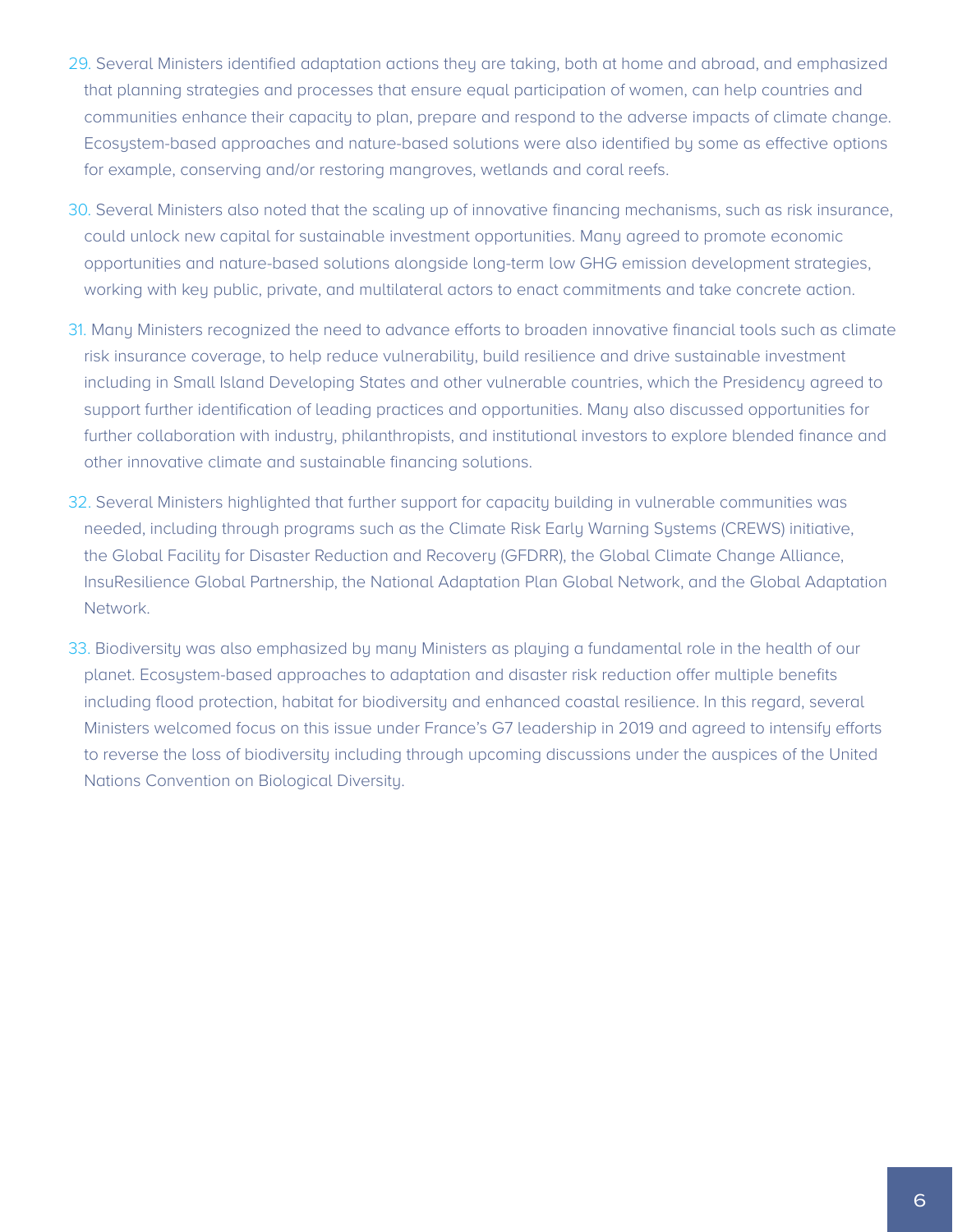29. Several Ministers identified adaptation actions they are taking, both at home and abroad, and emphasized that planning strategies and processes that ensure equal participation of women, can help countries and communities enhance their capacity to plan, prepare and respond to the adverse impacts of climate change. Ecosystem-based approaches and nature-based solutions were also identified by some as effective options for example, conserving and/or restoring mangroves, wetlands and coral reefs.

30. Several Ministers also noted that the scaling up of innovative financing mechanisms, such as risk insurance, could unlock new capital for sustainable investment opportunities. Many agreed to promote economic opportunities and nature-based solutions alongside long-term low GHG emission development strategies, working with key public, private, and multilateral actors to enact commitments and take concrete action.

31. Many Ministers recognized the need to advance efforts to broaden innovative financial tools such as climate risk insurance coverage, to help reduce vulnerability, build resilience and drive sustainable investment including in Small Island Developing States and other vulnerable countries, which the Presidency agreed to support further identification of leading practices and opportunities. Many also discussed opportunities for further collaboration with industry, philanthropists, and institutional investors to explore blended finance and other innovative climate and sustainable financing solutions.

32. Several Ministers highlighted that further support for capacity building in vulnerable communities was needed, including through programs such as the Climate Risk Early Warning Systems (CREWS) initiative, the Global Facility for Disaster Reduction and Recovery (GFDRR), the Global Climate Change Alliance, InsuResilience Global Partnership, the National Adaptation Plan Global Network, and the Global Adaptation Network.

33. Biodiversity was also emphasized by many Ministers as playing a fundamental role in the health of our planet. Ecosystem-based approaches to adaptation and disaster risk reduction offer multiple benefits including flood protection, habitat for biodiversity and enhanced coastal resilience. In this regard, several Ministers welcomed focus on this issue under France's G7 leadership in 2019 and agreed to intensify efforts to reverse the loss of biodiversity including through upcoming discussions under the auspices of the United Nations Convention on Biological Diversity.